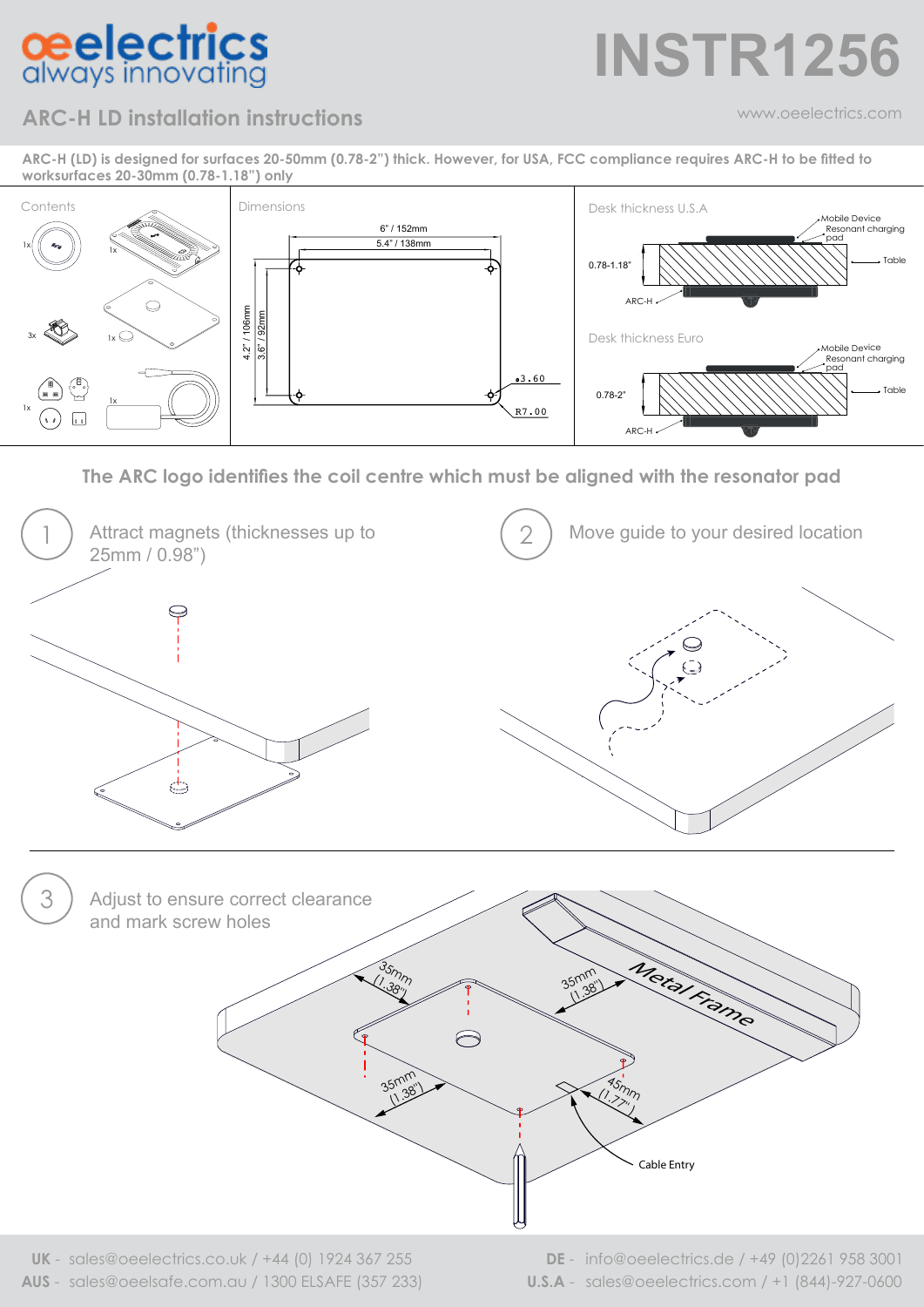# INSTR1256

## ARC-H LD installation instructions

www.oeelectrics.com

**ARC-H (LD) is designed for surfaces 20-50mm (0.78-2") thick. However, for USA, FCC compliance requires ARC-H to be fitted to worksurfaces 20-30mm (0.78-1.18") only**

### Contents

1x, 1x, 3x, 1x, 1x, 1x

### Dimensions

6" / 152mm

5.4" / 138mm

4.2" / 106mm

3.6" / 92mm

⌀3.60

R7.00

### Desk thickness U.S.A

Mobile Device

Resonant charging pad

Table

0.78-1.18"

ARC-H

### Desk thickness Euro

Mobile Device

Resonant charging pad

Table

0.78-2"

ARC-H

**The ARC logo identifies the coil centre which must be aligned with the resonator pad**

1. Attract magnets (thicknesses up to 25mm / 0.98")

2. Move guide to your desired location

3. Adjust to ensure correct clearance and mark screw holes

35mm (1.38")

35mm (1.38")

35mm (1.38")

45mm (1.77")

Metal Frame

Cable Entry

**UK** - sales@oeelectrics.co.uk / +44 (0) 1924 367 255

**AUS** - sales@oeelsafe.com.au / 1300 ELSAFE (357 233)

**DE** - info@oeelectrics.de / +49 (0)2261 958 3001

**U.S.A** - sales@oeelectrics.com / +1 (844)-927-0600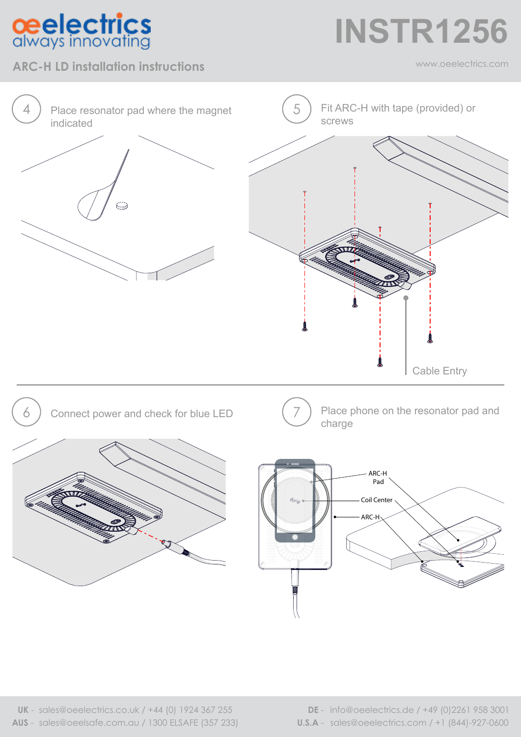# INSTR1256

## ARC-H LD installation instructions

www.oeelectrics.com

**4** Place resonator pad where the magnet indicated

**5** Fit ARC-H with tape (provided) or screws

Cable Entry

**6** Connect power and check for blue LED

**7** Place phone on the resonator pad and charge

ARC-H Pad

Coil Center

ARC-H

**UK** - sales@oeelectrics.co.uk / +44 (0) 1924 367 255
**AUS** - sales@oeelsafe.com.au / 1300 ELSAFE (357 233)
**DE** - info@oeelectrics.de / +49 (0)2261 958 3001
**U.S.A** - sales@oeelectrics.com / +1 (844)-927-0600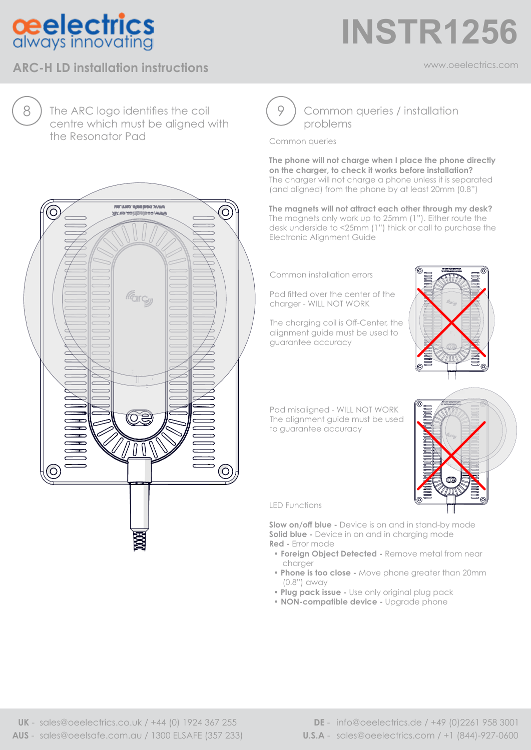# ARC-H LD installation instructions

## INSTR1256

## 8

The ARC logo identifies the coil centre which must be aligned with the Resonator Pad

## 9

Common queries / installation problems

Common queries

**The phone will not charge when I place the phone directly on the charger, to check it works before installation?**
The charger will not charge a phone unless it is separated (and aligned) from the phone by at least 20mm (0.8")

**The magnets will not attract each other through my desk?**
The magnets only work up to 25mm (1"). Either route the desk underside to <25mm (1") thick or call to purchase the Electronic Alignment Guide

Common installation errors

Pad fitted over the center of the charger - WILL NOT WORK

The charging coil is Off-Center, the alignment guide must be used to guarantee accuracy

Pad misaligned - WILL NOT WORK
The alignment guide must be used to guarantee accuracy

LED Functions

**Slow on/off blue -** Device is on and in stand-by mode
**Solid blue -** Device in on and in charging mode
**Red -** Error mode

- **Foreign Object Detected -** Remove metal from near charger
- **Phone is too close -** Move phone greater than 20mm (0.8") away
- **Plug pack issue -** Use only original plug pack
- **NON-compatible device -** Upgrade phone

**UK** - sales@oeelectrics.co.uk / +44 (0) 1924 367 255
**AUS** - sales@oeelsafe.com.au / 1300 ELSAFE (357 233)
**DE** - info@oeelectrics.de / +49 (0)2261 958 3001
**U.S.A** - sales@oeelectrics.com / +1 (844)-927-0600